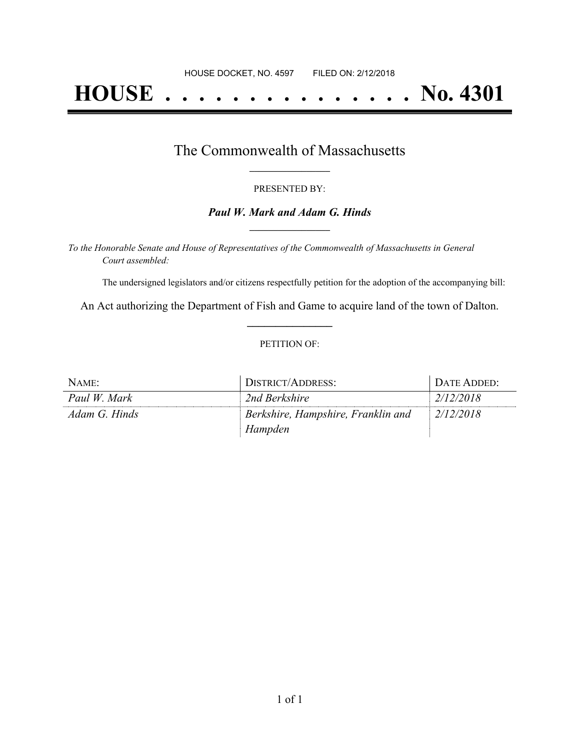HOUSE DOCKET, NO. 4597 FILED ON: 2/12/2018

# HOUSE . . . . . . . . . . . . . . . No. 4301

## The Commonwealth of Massachusetts

PRESENTED BY:

***Paul W. Mark and Adam G. Hinds***

*To the Honorable Senate and House of Representatives of the Commonwealth of Massachusetts in General Court assembled:*

The undersigned legislators and/or citizens respectfully petition for the adoption of the accompanying bill:

An Act authorizing the Department of Fish and Game to acquire land of the town of Dalton.

PETITION OF:

| NAME: | DISTRICT/ADDRESS: | DATE ADDED: |
|---|---|---|
| *Paul W. Mark* | *2nd Berkshire* | *2/12/2018* |
| *Adam G. Hinds* | *Berkshire, Hampshire, Franklin and Hampden* | *2/12/2018* |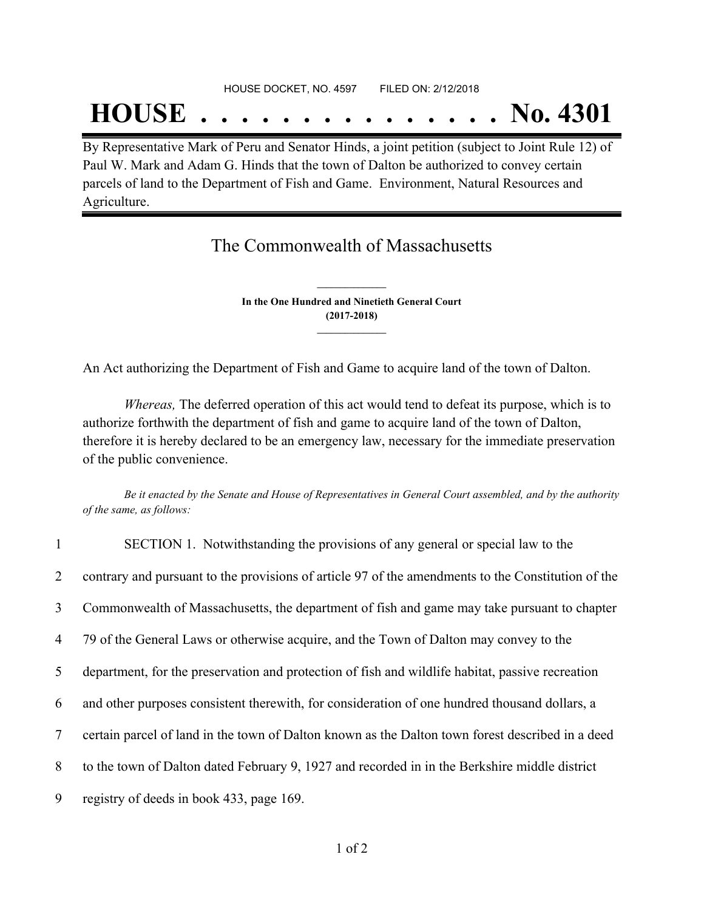HOUSE DOCKET, NO. 4597 FILED ON: 2/12/2018

# HOUSE . . . . . . . . . . . . . . . No. 4301

By Representative Mark of Peru and Senator Hinds, a joint petition (subject to Joint Rule 12) of Paul W. Mark and Adam G. Hinds that the town of Dalton be authorized to convey certain parcels of land to the Department of Fish and Game. Environment, Natural Resources and Agriculture.

## The Commonwealth of Massachusetts

**In the One Hundred and Ninetieth General Court**
**(2017-2018)**

An Act authorizing the Department of Fish and Game to acquire land of the town of Dalton.

*Whereas,* The deferred operation of this act would tend to defeat its purpose, which is to authorize forthwith the department of fish and game to acquire land of the town of Dalton, therefore it is hereby declared to be an emergency law, necessary for the immediate preservation of the public convenience.

*Be it enacted by the Senate and House of Representatives in General Court assembled, and by the authority of the same, as follows:*

1 SECTION 1. Notwithstanding the provisions of any general or special law to the
2 contrary and pursuant to the provisions of article 97 of the amendments to the Constitution of the
3 Commonwealth of Massachusetts, the department of fish and game may take pursuant to chapter
4 79 of the General Laws or otherwise acquire, and the Town of Dalton may convey to the
5 department, for the preservation and protection of fish and wildlife habitat, passive recreation
6 and other purposes consistent therewith, for consideration of one hundred thousand dollars, a
7 certain parcel of land in the town of Dalton known as the Dalton town forest described in a deed
8 to the town of Dalton dated February 9, 1927 and recorded in in the Berkshire middle district
9 registry of deeds in book 433, page 169.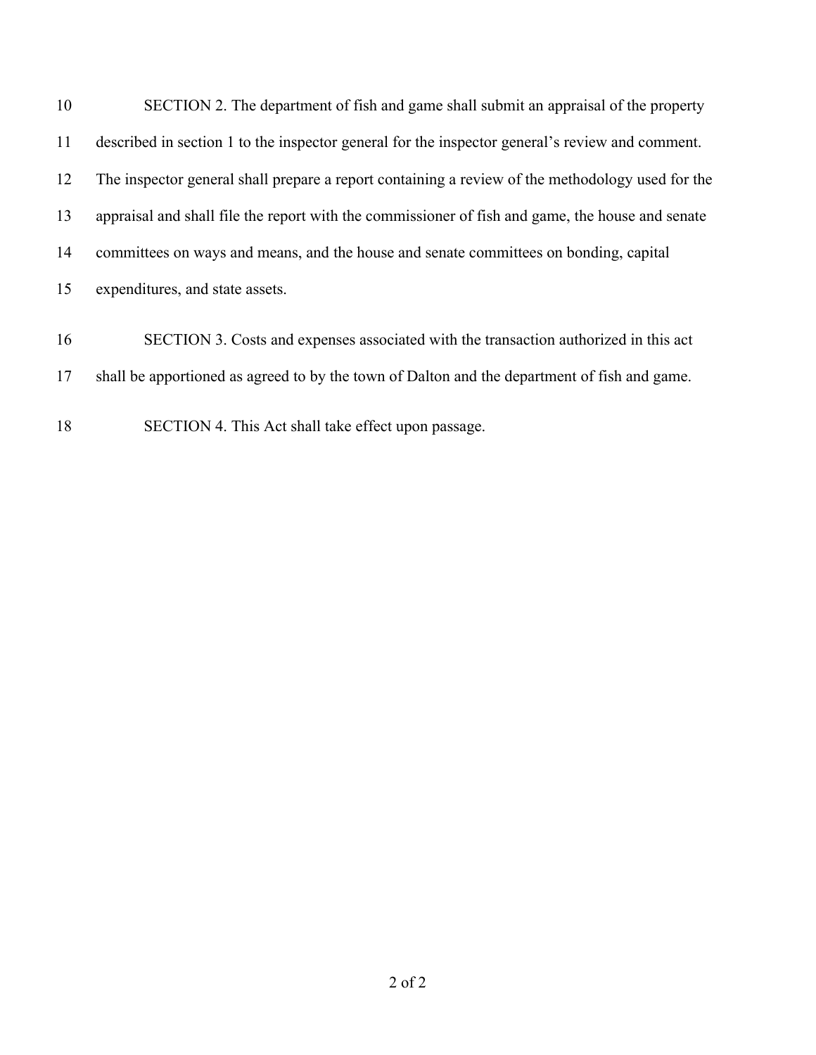SECTION 2. The department of fish and game shall submit an appraisal of the property described in section 1 to the inspector general for the inspector general's review and comment. The inspector general shall prepare a report containing a review of the methodology used for the appraisal and shall file the report with the commissioner of fish and game, the house and senate committees on ways and means, and the house and senate committees on bonding, capital expenditures, and state assets.

SECTION 3. Costs and expenses associated with the transaction authorized in this act shall be apportioned as agreed to by the town of Dalton and the department of fish and game.

SECTION 4. This Act shall take effect upon passage.